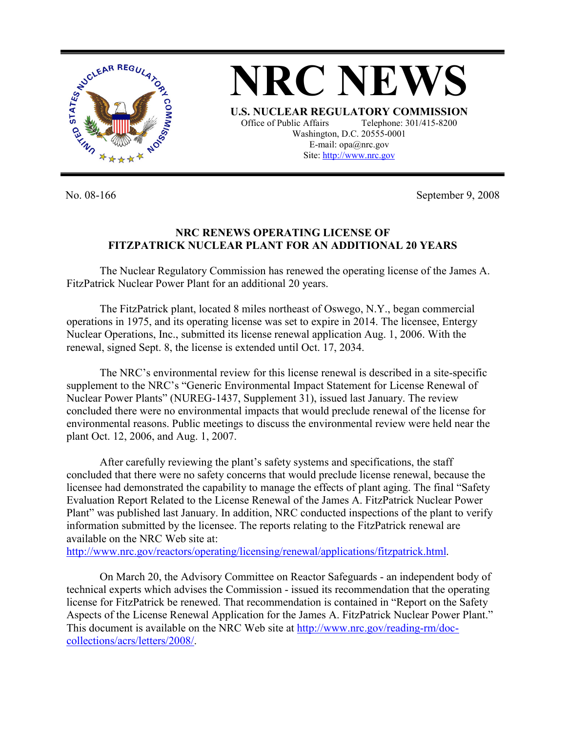# NRC NEWS

**U.S. NUCLEAR REGULATORY COMMISSION**

Office of Public Affairs Telephone: 301/415-8200
Washington, D.C. 20555-0001
E-mail: opa@nrc.gov
Site: http://www.nrc.gov

No. 08-166 September 9, 2008

**NRC RENEWS OPERATING LICENSE OF FITZPATRICK NUCLEAR PLANT FOR AN ADDITIONAL 20 YEARS**

The Nuclear Regulatory Commission has renewed the operating license of the James A. FitzPatrick Nuclear Power Plant for an additional 20 years.

The FitzPatrick plant, located 8 miles northeast of Oswego, N.Y., began commercial operations in 1975, and its operating license was set to expire in 2014. The licensee, Entergy Nuclear Operations, Inc., submitted its license renewal application Aug. 1, 2006. With the renewal, signed Sept. 8, the license is extended until Oct. 17, 2034.

The NRC's environmental review for this license renewal is described in a site-specific supplement to the NRC's "Generic Environmental Impact Statement for License Renewal of Nuclear Power Plants" (NUREG-1437, Supplement 31), issued last January. The review concluded there were no environmental impacts that would preclude renewal of the license for environmental reasons. Public meetings to discuss the environmental review were held near the plant Oct. 12, 2006, and Aug. 1, 2007.

After carefully reviewing the plant's safety systems and specifications, the staff concluded that there were no safety concerns that would preclude license renewal, because the licensee had demonstrated the capability to manage the effects of plant aging. The final "Safety Evaluation Report Related to the License Renewal of the James A. FitzPatrick Nuclear Power Plant" was published last January. In addition, NRC conducted inspections of the plant to verify information submitted by the licensee. The reports relating to the FitzPatrick renewal are available on the NRC Web site at: http://www.nrc.gov/reactors/operating/licensing/renewal/applications/fitzpatrick.html.

On March 20, the Advisory Committee on Reactor Safeguards - an independent body of technical experts which advises the Commission - issued its recommendation that the operating license for FitzPatrick be renewed. That recommendation is contained in "Report on the Safety Aspects of the License Renewal Application for the James A. FitzPatrick Nuclear Power Plant." This document is available on the NRC Web site at http://www.nrc.gov/reading-rm/doc-collections/acrs/letters/2008/.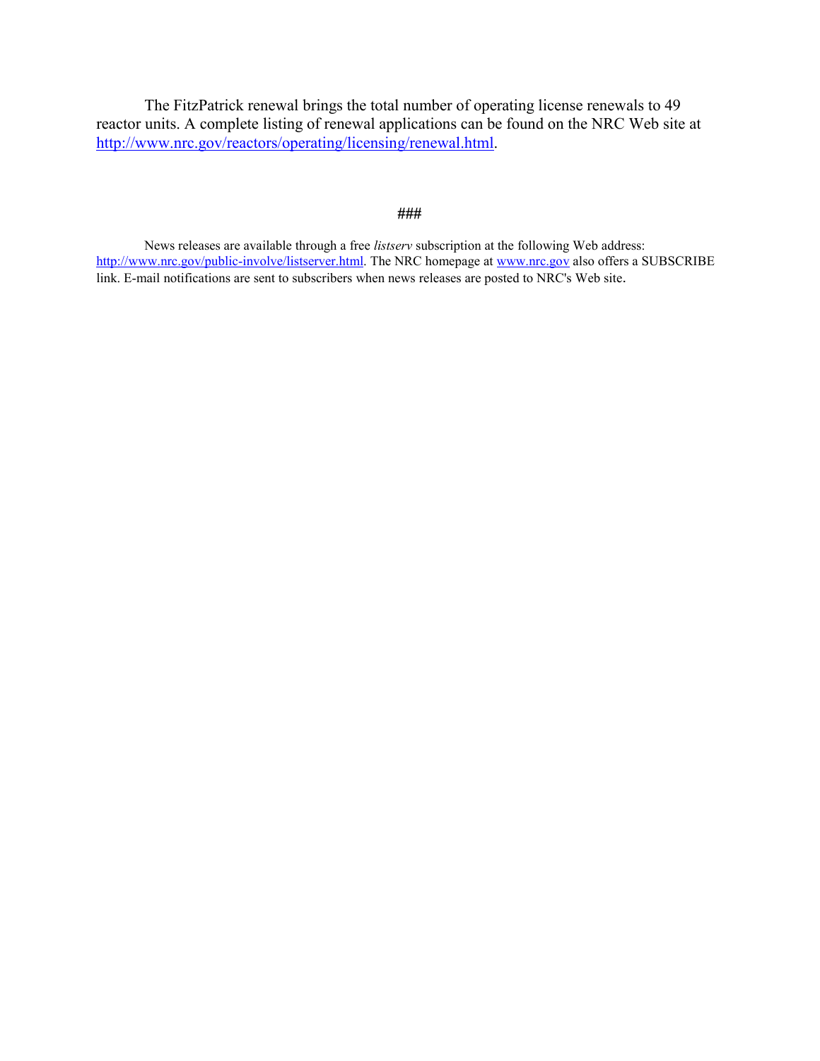The FitzPatrick renewal brings the total number of operating license renewals to 49 reactor units. A complete listing of renewal applications can be found on the NRC Web site at http://www.nrc.gov/reactors/operating/licensing/renewal.html.

###

News releases are available through a free *listserv* subscription at the following Web address: http://www.nrc.gov/public-involve/listserver.html. The NRC homepage at www.nrc.gov also offers a SUBSCRIBE link. E-mail notifications are sent to subscribers when news releases are posted to NRC's Web site.